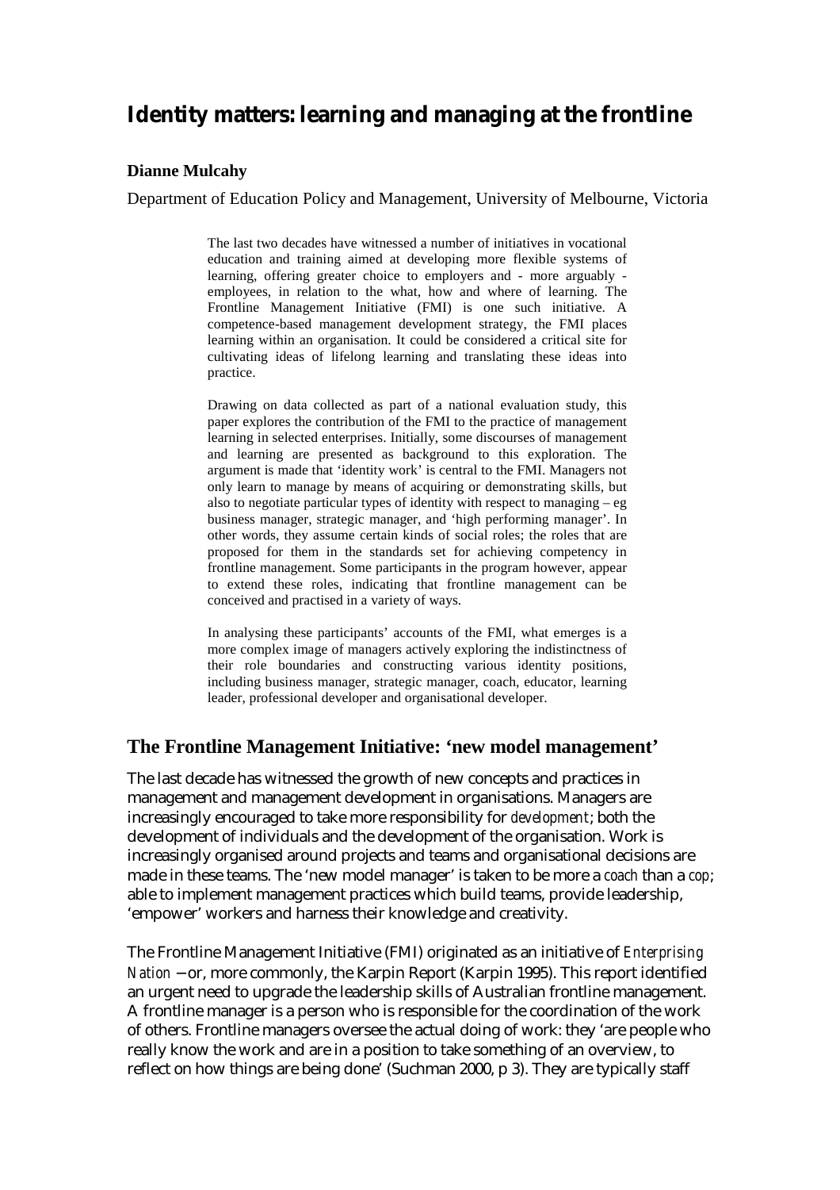# Identity matters: learning and managing at the frontline

**Dianne Mulcahy**

Department of Education Policy and Management, University of Melbourne, Victoria

> The last two decades have witnessed a number of initiatives in vocational education and training aimed at developing more flexible systems of learning, offering greater choice to employers and - more arguably - employees, in relation to the what, how and where of learning. The Frontline Management Initiative (FMI) is one such initiative. A competence-based management development strategy, the FMI places learning within an organisation. It could be considered a critical site for cultivating ideas of lifelong learning and translating these ideas into practice.
>
> Drawing on data collected as part of a national evaluation study, this paper explores the contribution of the FMI to the practice of management learning in selected enterprises. Initially, some discourses of management and learning are presented as background to this exploration. The argument is made that 'identity work' is central to the FMI. Managers not only learn to manage by means of acquiring or demonstrating skills, but also to negotiate particular types of identity with respect to managing – eg business manager, strategic manager, and 'high performing manager'. In other words, they assume certain kinds of social roles; the roles that are proposed for them in the standards set for achieving competency in frontline management. Some participants in the program however, appear to extend these roles, indicating that frontline management can be conceived and practised in a variety of ways.
>
> In analysing these participants' accounts of the FMI, what emerges is a more complex image of managers actively exploring the indistinctness of their role boundaries and constructing various identity positions, including business manager, strategic manager, coach, educator, learning leader, professional developer and organisational developer.

## The Frontline Management Initiative: 'new model management'

The last decade has witnessed the growth of new concepts and practices in management and management development in organisations. Managers are increasingly encouraged to take more responsibility for *development*; both the development of individuals and the development of the organisation. Work is increasingly organised around projects and teams and organisational decisions are made in these teams. The 'new model manager' is taken to be more a *coach* than a *cop*; able to implement management practices which build teams, provide leadership, 'empower' workers and harness their knowledge and creativity.

The Frontline Management Initiative (FMI) originated as an initiative of *Enterprising Nation* – or, more commonly, the Karpin Report (Karpin 1995). This report identified an urgent need to upgrade the leadership skills of Australian frontline management. A frontline manager is a person who is responsible for the coordination of the work of others. Frontline managers oversee the actual doing of work: they 'are people who really know the work and are in a position to take something of an overview, to reflect on how things are being done' (Suchman 2000, p 3). They are typically staff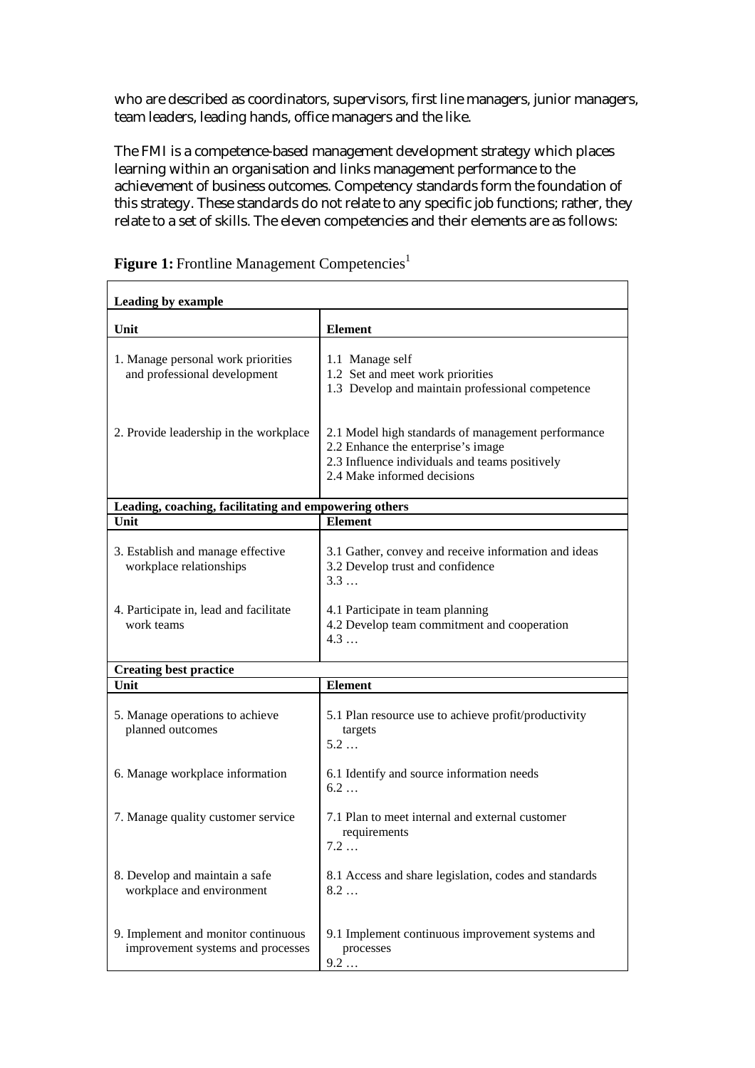who are described as coordinators, supervisors, first line managers, junior managers, team leaders, leading hands, office managers and the like.

The FMI is a competence-based management development strategy which places learning within an organisation and links management performance to the achievement of business outcomes. Competency standards form the foundation of this strategy. These standards do not relate to any specific job functions; rather, they relate to a set of skills. The eleven competencies and their elements are as follows:

**Figure 1:** Frontline Management Competencies[1]

| Unit | Element |
|---|---|
| **Leading by example** | |
| 1. Manage personal work priorities and professional development | 1.1 Manage self<br>1.2 Set and meet work priorities<br>1.3 Develop and maintain professional competence |
| 2. Provide leadership in the workplace | 2.1 Model high standards of management performance<br>2.2 Enhance the enterprise's image<br>2.3 Influence individuals and teams positively<br>2.4 Make informed decisions |
| **Leading, coaching, facilitating and empowering others** | |
| 3. Establish and manage effective workplace relationships | 3.1 Gather, convey and receive information and ideas<br>3.2 Develop trust and confidence<br>3.3 … |
| 4. Participate in, lead and facilitate work teams | 4.1 Participate in team planning<br>4.2 Develop team commitment and cooperation<br>4.3 … |
| **Creating best practice** | |
| 5. Manage operations to achieve planned outcomes | 5.1 Plan resource use to achieve profit/productivity targets<br>5.2 … |
| 6. Manage workplace information | 6.1 Identify and source information needs<br>6.2 … |
| 7. Manage quality customer service | 7.1 Plan to meet internal and external customer requirements<br>7.2 … |
| 8. Develop and maintain a safe workplace and environment | 8.1 Access and share legislation, codes and standards<br>8.2 … |
| 9. Implement and monitor continuous improvement systems and processes | 9.1 Implement continuous improvement systems and processes<br>9.2 … |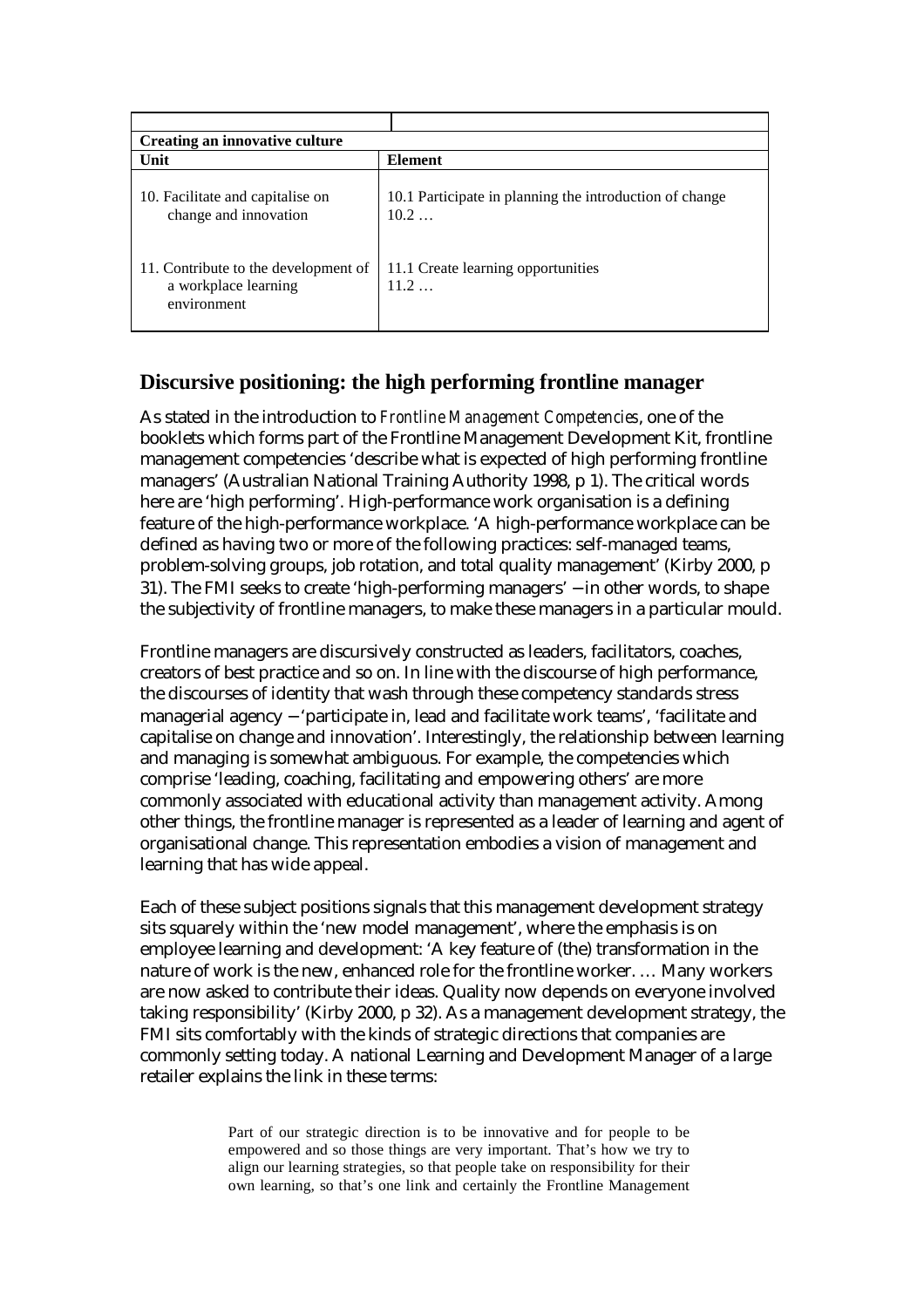| | |
|---|---|
| **Creating an innovative culture** | |
| **Unit** | **Element** |
| 10. Facilitate and capitalise on change and innovation | 10.1 Participate in planning the introduction of change<br>10.2 … |
| 11. Contribute to the development of a workplace learning environment | 11.1 Create learning opportunities<br>11.2 … |

## Discursive positioning: the high performing frontline manager

As stated in the introduction to *Frontline Management Competencies*, one of the booklets which forms part of the Frontline Management Development Kit, frontline management competencies 'describe what is expected of high performing frontline managers' (Australian National Training Authority 1998, p 1). The critical words here are 'high performing'. High-performance work organisation is a defining feature of the high-performance workplace. 'A high-performance workplace can be defined as having two or more of the following practices: self-managed teams, problem-solving groups, job rotation, and total quality management' (Kirby 2000, p 31). The FMI seeks to create 'high-performing managers' – in other words, to shape the subjectivity of frontline managers, to make these managers in a particular mould.

Frontline managers are discursively constructed as leaders, facilitators, coaches, creators of best practice and so on. In line with the discourse of high performance, the discourses of identity that wash through these competency standards stress managerial agency – 'participate in, lead and facilitate work teams', 'facilitate and capitalise on change and innovation'. Interestingly, the relationship between learning and managing is somewhat ambiguous. For example, the competencies which comprise 'leading, coaching, facilitating and empowering others' are more commonly associated with educational activity than management activity. Among other things, the frontline manager is represented as a leader of learning and agent of organisational change. This representation embodies a vision of management and learning that has wide appeal.

Each of these subject positions signals that this management development strategy sits squarely within the 'new model management', where the emphasis is on employee learning and development: 'A key feature of (the) transformation in the nature of work is the new, enhanced role for the frontline worker. … Many workers are now asked to contribute their ideas. Quality now depends on everyone involved taking responsibility' (Kirby 2000, p 32). As a management development strategy, the FMI sits comfortably with the kinds of strategic directions that companies are commonly setting today. A national Learning and Development Manager of a large retailer explains the link in these terms:

> Part of our strategic direction is to be innovative and for people to be empowered and so those things are very important. That's how we try to align our learning strategies, so that people take on responsibility for their own learning, so that's one link and certainly the Frontline Management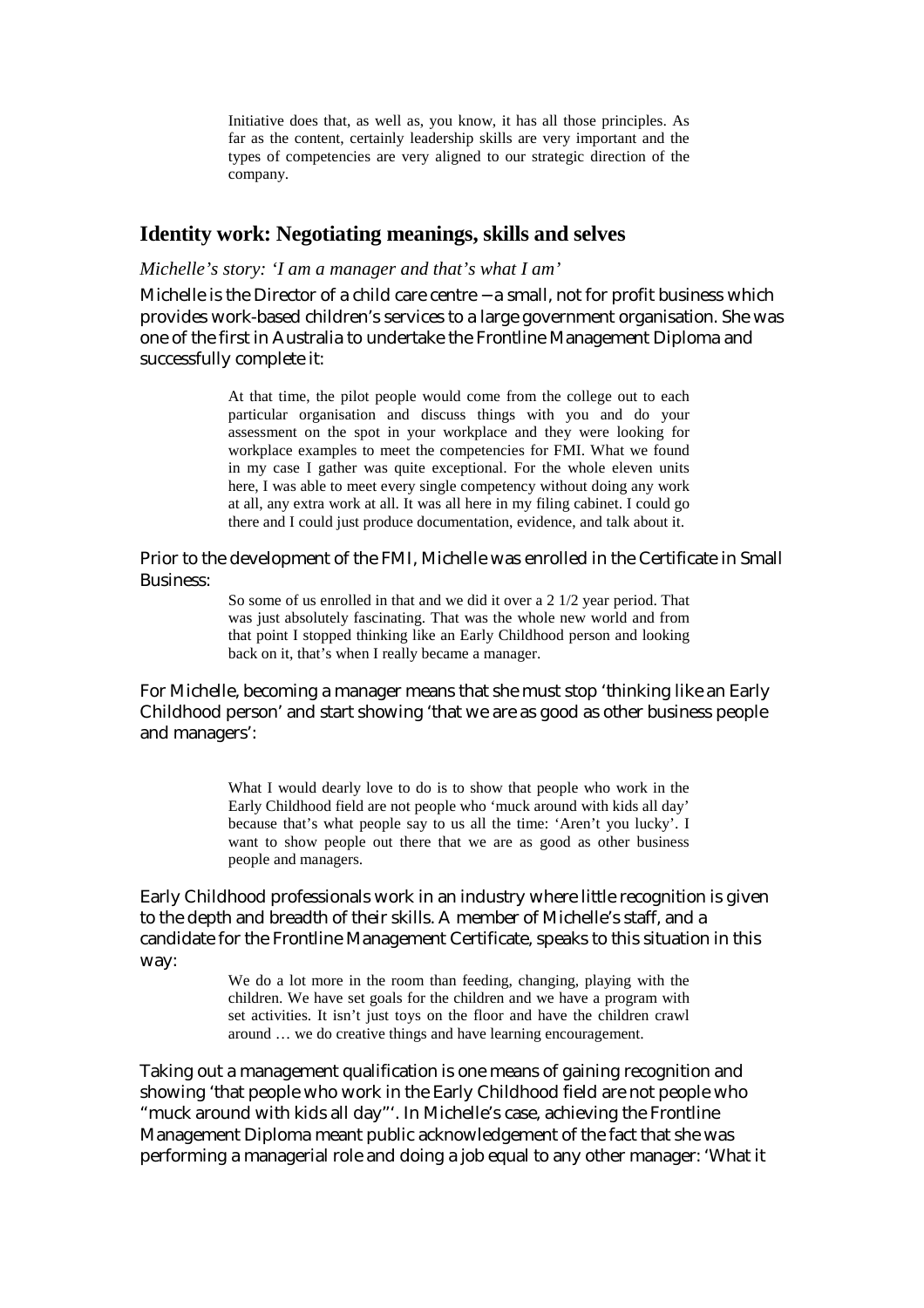> Initiative does that, as well as, you know, it has all those principles. As far as the content, certainly leadership skills are very important and the types of competencies are very aligned to our strategic direction of the company.

## Identity work: Negotiating meanings, skills and selves

### *Michelle's story: 'I am a manager and that's what I am'*

Michelle is the Director of a child care centre – a small, not for profit business which provides work-based children's services to a large government organisation. She was one of the first in Australia to undertake the Frontline Management Diploma and successfully complete it:

> At that time, the pilot people would come from the college out to each particular organisation and discuss things with you and do your assessment on the spot in your workplace and they were looking for workplace examples to meet the competencies for FMI. What we found in my case I gather was quite exceptional. For the whole eleven units here, I was able to meet every single competency without doing any work at all, any extra work at all. It was all here in my filing cabinet. I could go there and I could just produce documentation, evidence, and talk about it.

Prior to the development of the FMI, Michelle was enrolled in the Certificate in Small Business:

> So some of us enrolled in that and we did it over a 2 1/2 year period. That was just absolutely fascinating. That was the whole new world and from that point I stopped thinking like an Early Childhood person and looking back on it, that's when I really became a manager.

For Michelle, becoming a manager means that she must stop 'thinking like an Early Childhood person' and start showing 'that we are as good as other business people and managers':

> What I would dearly love to do is to show that people who work in the Early Childhood field are not people who 'muck around with kids all day' because that's what people say to us all the time: 'Aren't you lucky'. I want to show people out there that we are as good as other business people and managers.

Early Childhood professionals work in an industry where little recognition is given to the depth and breadth of their skills. A member of Michelle's staff, and a candidate for the Frontline Management Certificate, speaks to this situation in this way:

> We do a lot more in the room than feeding, changing, playing with the children. We have set goals for the children and we have a program with set activities. It isn't just toys on the floor and have the children crawl around … we do creative things and have learning encouragement.

Taking out a management qualification is one means of gaining recognition and showing 'that people who work in the Early Childhood field are not people who "muck around with kids all day"'. In Michelle's case, achieving the Frontline Management Diploma meant public acknowledgement of the fact that she was performing a managerial role and doing a job equal to any other manager: 'What it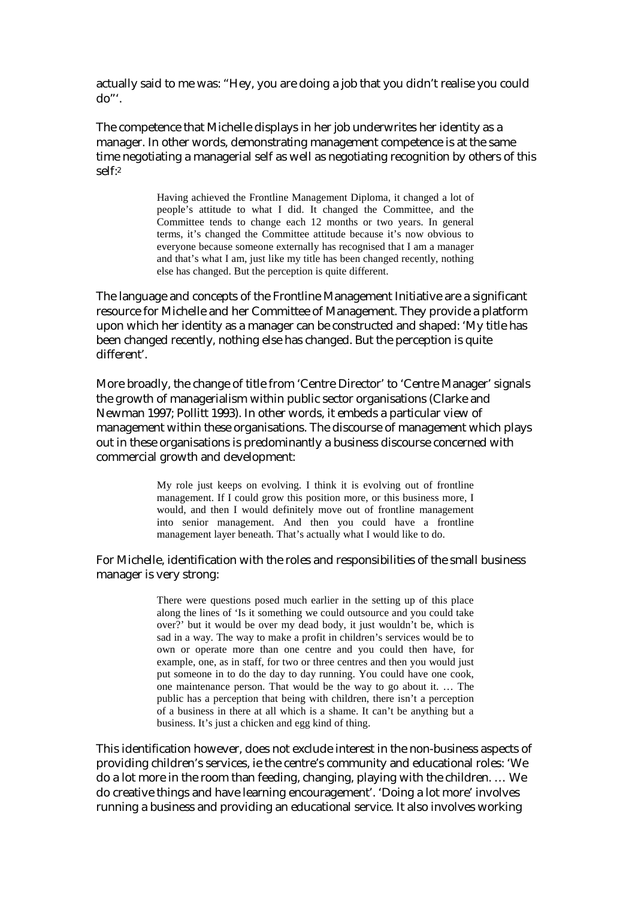actually said to me was: "Hey, you are doing a job that you didn't realise you could do"'.

The competence that Michelle displays in her job underwrites her identity as a manager. In other words, demonstrating management competence is at the same time negotiating a managerial self as well as negotiating recognition by others of this self:[2]

> Having achieved the Frontline Management Diploma, it changed a lot of people's attitude to what I did. It changed the Committee, and the Committee tends to change each 12 months or two years. In general terms, it's changed the Committee attitude because it's now obvious to everyone because someone externally has recognised that I am a manager and that's what I am, just like my title has been changed recently, nothing else has changed. But the perception is quite different.

The language and concepts of the Frontline Management Initiative are a significant resource for Michelle and her Committee of Management. They provide a platform upon which her identity as a manager can be constructed and shaped: 'My title has been changed recently, nothing else has changed. But the perception is quite different'.

More broadly, the change of title from 'Centre Director' to 'Centre Manager' signals the growth of managerialism within public sector organisations (Clarke and Newman 1997; Pollitt 1993). In other words, it embeds a particular view of management within these organisations. The discourse of management which plays out in these organisations is predominantly a business discourse concerned with commercial growth and development:

> My role just keeps on evolving. I think it is evolving out of frontline management. If I could grow this position more, or this business more, I would, and then I would definitely move out of frontline management into senior management. And then you could have a frontline management layer beneath. That's actually what I would like to do.

For Michelle, identification with the roles and responsibilities of the small business manager is very strong:

> There were questions posed much earlier in the setting up of this place along the lines of 'Is it something we could outsource and you could take over?' but it would be over my dead body, it just wouldn't be, which is sad in a way. The way to make a profit in children's services would be to own or operate more than one centre and you could then have, for example, one, as in staff, for two or three centres and then you would just put someone in to do the day to day running. You could have one cook, one maintenance person. That would be the way to go about it. … The public has a perception that being with children, there isn't a perception of a business in there at all which is a shame. It can't be anything but a business. It's just a chicken and egg kind of thing.

This identification however, does not exclude interest in the non-business aspects of providing children's services, ie the centre's community and educational roles: 'We do a lot more in the room than feeding, changing, playing with the children. … We do creative things and have learning encouragement'. 'Doing a lot more' involves running a business and providing an educational service. It also involves working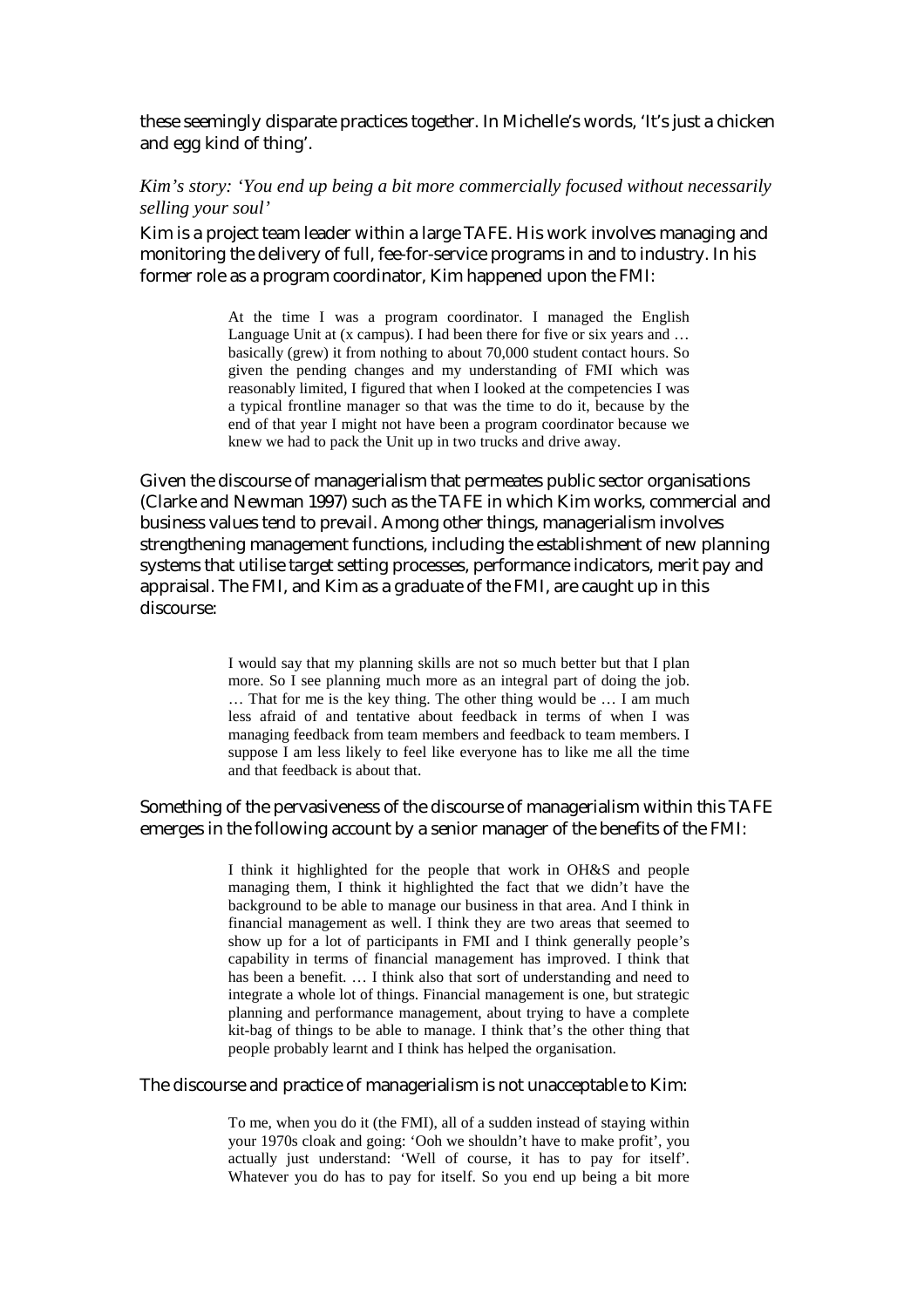these seemingly disparate practices together. In Michelle's words, 'It's just a chicken and egg kind of thing'.

### *Kim's story: 'You end up being a bit more commercially focused without necessarily selling your soul'*

Kim is a project team leader within a large TAFE. His work involves managing and monitoring the delivery of full, fee-for-service programs in and to industry. In his former role as a program coordinator, Kim happened upon the FMI:

> At the time I was a program coordinator. I managed the English Language Unit at (x campus). I had been there for five or six years and … basically (grew) it from nothing to about 70,000 student contact hours. So given the pending changes and my understanding of FMI which was reasonably limited, I figured that when I looked at the competencies I was a typical frontline manager so that was the time to do it, because by the end of that year I might not have been a program coordinator because we knew we had to pack the Unit up in two trucks and drive away.

Given the discourse of managerialism that permeates public sector organisations (Clarke and Newman 1997) such as the TAFE in which Kim works, commercial and business values tend to prevail. Among other things, managerialism involves strengthening management functions, including the establishment of new planning systems that utilise target setting processes, performance indicators, merit pay and appraisal. The FMI, and Kim as a graduate of the FMI, are caught up in this discourse:

> I would say that my planning skills are not so much better but that I plan more. So I see planning much more as an integral part of doing the job. … That for me is the key thing. The other thing would be … I am much less afraid of and tentative about feedback in terms of when I was managing feedback from team members and feedback to team members. I suppose I am less likely to feel like everyone has to like me all the time and that feedback is about that.

Something of the pervasiveness of the discourse of managerialism within this TAFE emerges in the following account by a senior manager of the benefits of the FMI:

> I think it highlighted for the people that work in OH&S and people managing them, I think it highlighted the fact that we didn't have the background to be able to manage our business in that area. And I think in financial management as well. I think they are two areas that seemed to show up for a lot of participants in FMI and I think generally people's capability in terms of financial management has improved. I think that has been a benefit. … I think also that sort of understanding and need to integrate a whole lot of things. Financial management is one, but strategic planning and performance management, about trying to have a complete kit-bag of things to be able to manage. I think that's the other thing that people probably learnt and I think has helped the organisation.

The discourse and practice of managerialism is not unacceptable to Kim:

> To me, when you do it (the FMI), all of a sudden instead of staying within your 1970s cloak and going: 'Ooh we shouldn't have to make profit', you actually just understand: 'Well of course, it has to pay for itself'. Whatever you do has to pay for itself. So you end up being a bit more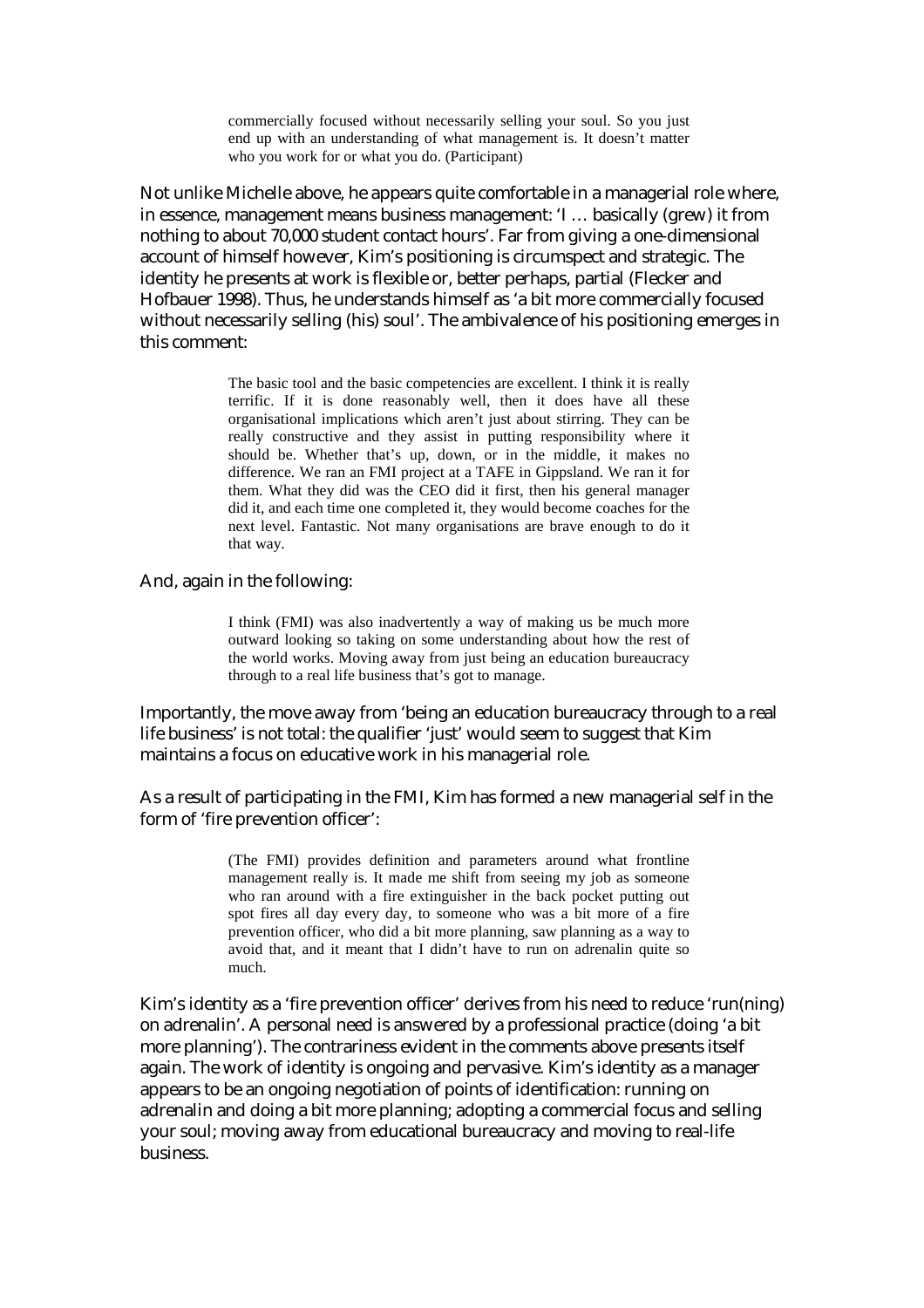> commercially focused without necessarily selling your soul. So you just end up with an understanding of what management is. It doesn't matter who you work for or what you do. (Participant)

Not unlike Michelle above, he appears quite comfortable in a managerial role where, in essence, management means business management: 'I … basically (grew) it from nothing to about 70,000 student contact hours'. Far from giving a one-dimensional account of himself however, Kim's positioning is circumspect and strategic. The identity he presents at work is flexible or, better perhaps, partial (Flecker and Hofbauer 1998). Thus, he understands himself as 'a bit more commercially focused without necessarily selling (his) soul'. The ambivalence of his positioning emerges in this comment:

> The basic tool and the basic competencies are excellent. I think it is really terrific. If it is done reasonably well, then it does have all these organisational implications which aren't just about stirring. They can be really constructive and they assist in putting responsibility where it should be. Whether that's up, down, or in the middle, it makes no difference. We ran an FMI project at a TAFE in Gippsland. We ran it for them. What they did was the CEO did it first, then his general manager did it, and each time one completed it, they would become coaches for the next level. Fantastic. Not many organisations are brave enough to do it that way.

And, again in the following:

> I think (FMI) was also inadvertently a way of making us be much more outward looking so taking on some understanding about how the rest of the world works. Moving away from just being an education bureaucracy through to a real life business that's got to manage.

Importantly, the move away from 'being an education bureaucracy through to a real life business' is not total: the qualifier 'just' would seem to suggest that Kim maintains a focus on educative work in his managerial role.

As a result of participating in the FMI, Kim has formed a new managerial self in the form of 'fire prevention officer':

> (The FMI) provides definition and parameters around what frontline management really is. It made me shift from seeing my job as someone who ran around with a fire extinguisher in the back pocket putting out spot fires all day every day, to someone who was a bit more of a fire prevention officer, who did a bit more planning, saw planning as a way to avoid that, and it meant that I didn't have to run on adrenalin quite so much.

Kim's identity as a 'fire prevention officer' derives from his need to reduce 'run(ning) on adrenalin'. A personal need is answered by a professional practice (doing 'a bit more planning'). The contrariness evident in the comments above presents itself again. The work of identity is ongoing and pervasive. Kim's identity as a manager appears to be an ongoing negotiation of points of identification: running on adrenalin and doing a bit more planning; adopting a commercial focus and selling your soul; moving away from educational bureaucracy and moving to real-life business.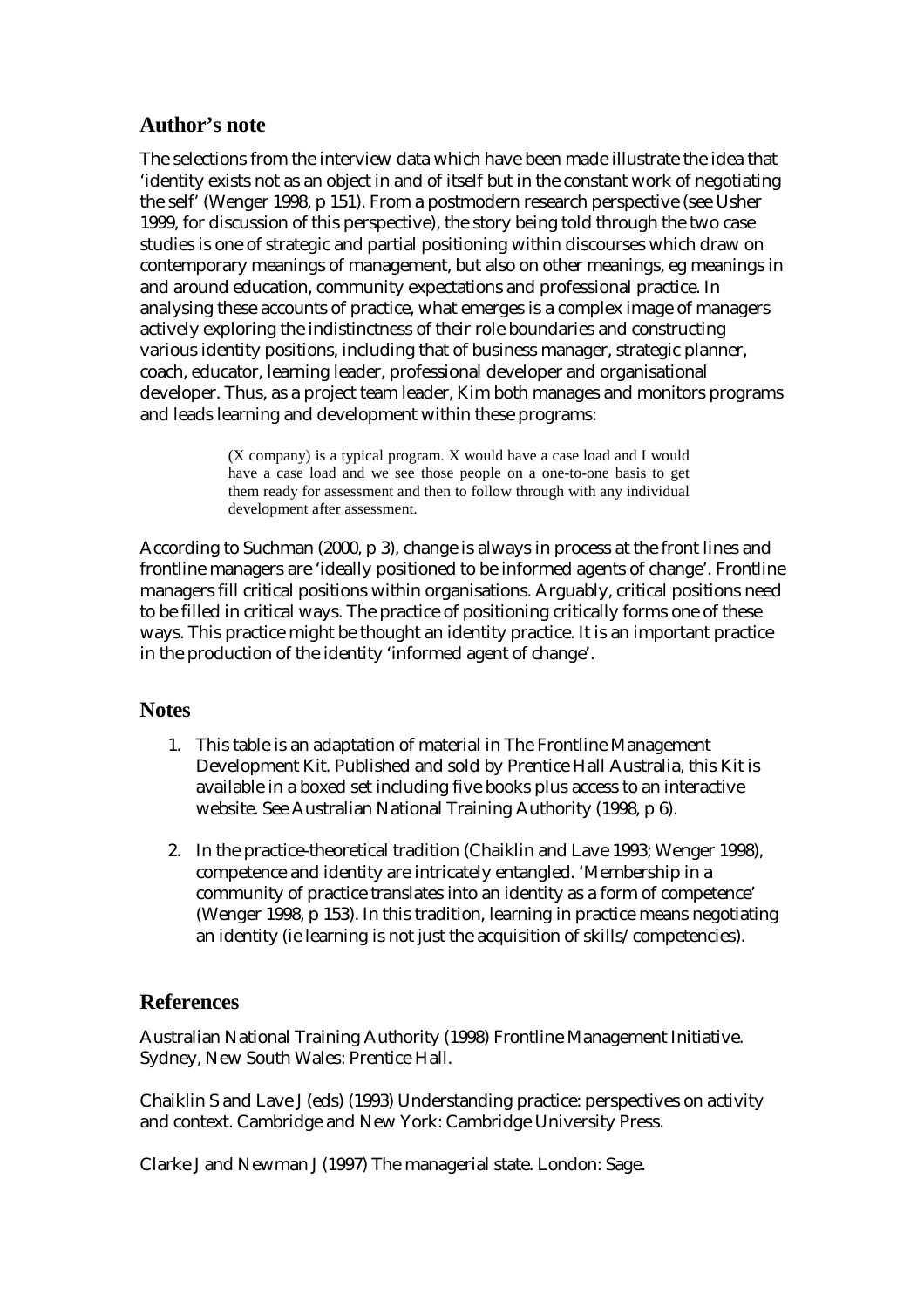## Author's note

The selections from the interview data which have been made illustrate the idea that 'identity exists not as an object in and of itself but in the constant work of negotiating the self' (Wenger 1998, p 151). From a postmodern research perspective (see Usher 1999, for discussion of this perspective), the story being told through the two case studies is one of strategic and partial positioning within discourses which draw on contemporary meanings of management, but also on other meanings, eg meanings in and around education, community expectations and professional practice. In analysing these accounts of practice, what emerges is a complex image of managers actively exploring the indistinctness of their role boundaries and constructing various identity positions, including that of business manager, strategic planner, coach, educator, learning leader, professional developer and organisational developer. Thus, as a project team leader, Kim both manages and monitors programs and leads learning and development within these programs:

> (X company) is a typical program. X would have a case load and I would have a case load and we see those people on a one-to-one basis to get them ready for assessment and then to follow through with any individual development after assessment.

According to Suchman (2000, p 3), change is always in process at the front lines and frontline managers are 'ideally positioned to be informed agents of change'. Frontline managers fill critical positions within organisations. Arguably, critical positions need to be filled in critical ways. The practice of positioning critically forms one of these ways. This practice might be thought an identity practice. It is an important practice in the production of the identity 'informed agent of change'.

## Notes

1. This table is an adaptation of material in The Frontline Management Development Kit. Published and sold by Prentice Hall Australia, this Kit is available in a boxed set including five books plus access to an interactive website. See Australian National Training Authority (1998, p 6).

2. In the practice-theoretical tradition (Chaiklin and Lave 1993; Wenger 1998), competence and identity are intricately entangled. 'Membership in a community of practice translates into an identity as a form of competence' (Wenger 1998, p 153). In this tradition, learning in practice means negotiating an identity (ie learning is not just the acquisition of skills/competencies).

## References

Australian National Training Authority (1998) Frontline Management Initiative. Sydney, New South Wales: Prentice Hall.

Chaiklin S and Lave J (eds) (1993) Understanding practice: perspectives on activity and context. Cambridge and New York: Cambridge University Press.

Clarke J and Newman J (1997) The managerial state. London: Sage.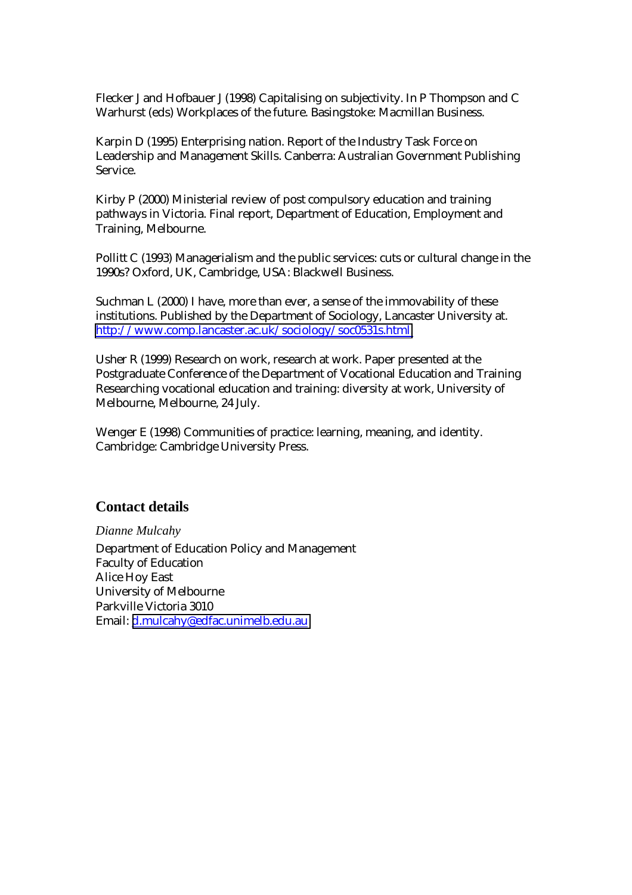Flecker J and Hofbauer J (1998) Capitalising on subjectivity. In P Thompson and C Warhurst (eds) Workplaces of the future. Basingstoke: Macmillan Business.

Karpin D (1995) Enterprising nation. Report of the Industry Task Force on Leadership and Management Skills. Canberra: Australian Government Publishing Service.

Kirby P (2000) Ministerial review of post compulsory education and training pathways in Victoria. Final report, Department of Education, Employment and Training, Melbourne.

Pollitt C (1993) Managerialism and the public services: cuts or cultural change in the 1990s? Oxford, UK, Cambridge, USA: Blackwell Business.

Suchman L (2000) I have, more than ever, a sense of the immovability of these institutions. Published by the Department of Sociology, Lancaster University at. http://www.comp.lancaster.ac.uk/sociology/soc0531s.html

Usher R (1999) Research on work, research at work. Paper presented at the Postgraduate Conference of the Department of Vocational Education and Training Researching vocational education and training: diversity at work, University of Melbourne, Melbourne, 24 July.

Wenger E (1998) Communities of practice: learning, meaning, and identity. Cambridge: Cambridge University Press.

## Contact details

*Dianne Mulcahy*

Department of Education Policy and Management
Faculty of Education
Alice Hoy East
University of Melbourne
Parkville Victoria 3010
Email: d.mulcahy@edfac.unimelb.edu.au